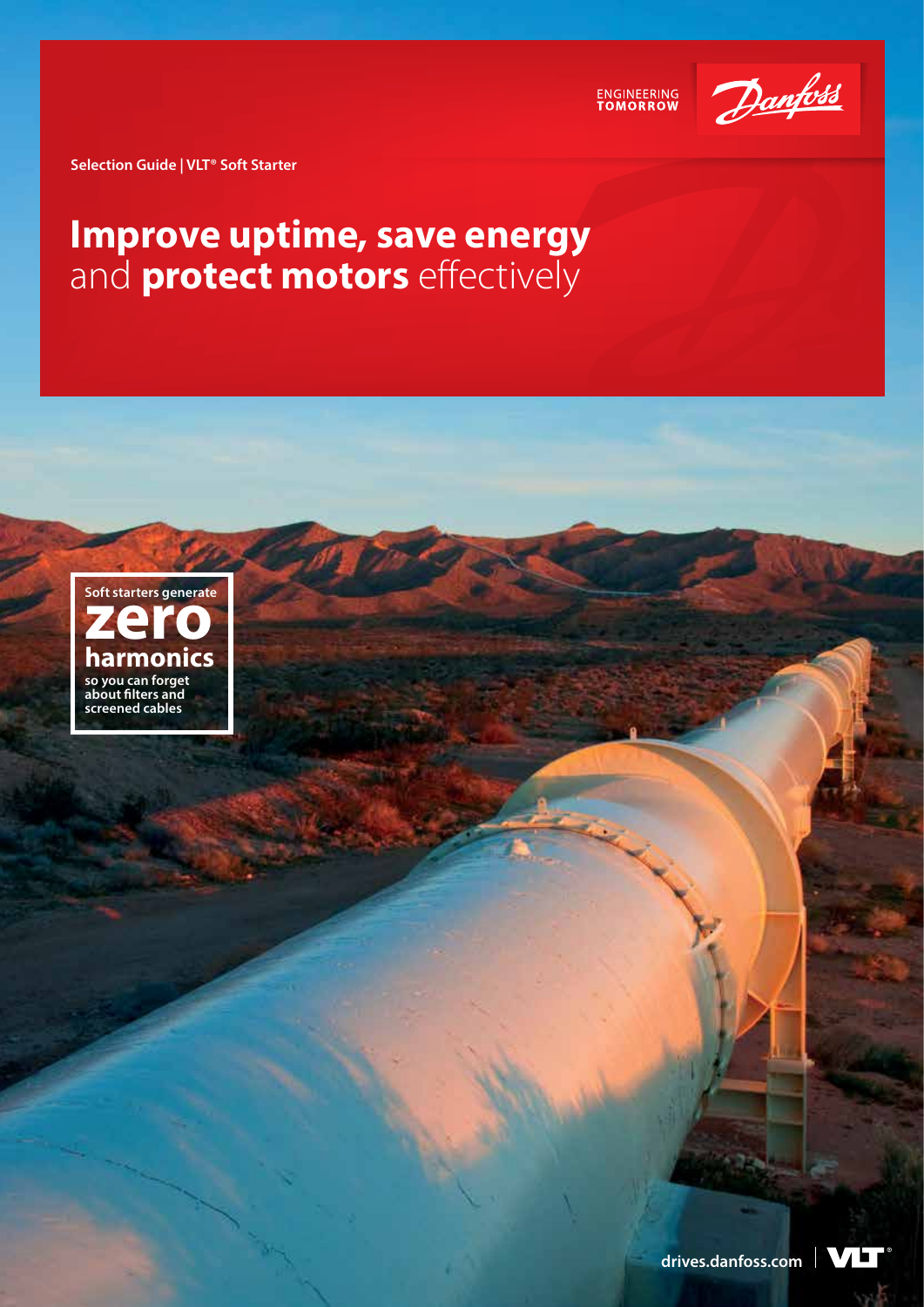ENGINEERING
TOMORROW

Selection Guide | VLT® Soft Starter

# **Improve uptime, save energy** and **protect motors** effectively

**Soft starters generate**
**zero**
**harmonics**
**so you can forget about filters and screened cables**

drives.danfoss.com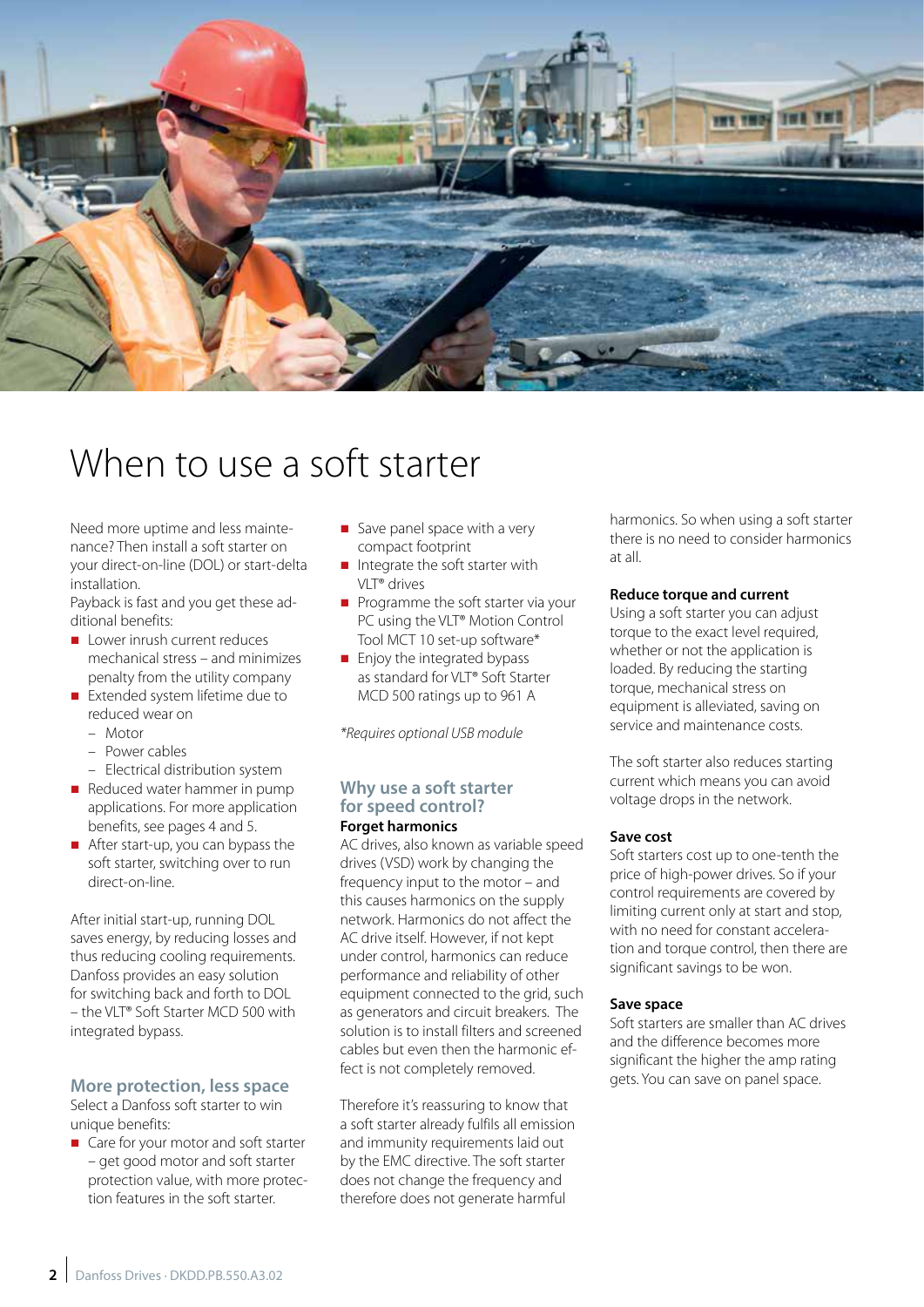# When to use a soft starter

Need more uptime and less maintenance? Then install a soft starter on your direct-on-line (DOL) or start-delta installation.

Payback is fast and you get these additional benefits:

- Lower inrush current reduces mechanical stress – and minimizes penalty from the utility company
- Extended system lifetime due to reduced wear on
  - Motor
  - Power cables
  - Electrical distribution system
- Reduced water hammer in pump applications. For more application benefits, see pages 4 and 5.
- After start-up, you can bypass the soft starter, switching over to run direct-on-line.

After initial start-up, running DOL saves energy, by reducing losses and thus reducing cooling requirements. Danfoss provides an easy solution for switching back and forth to DOL – the VLT® Soft Starter MCD 500 with integrated bypass.

## More protection, less space

Select a Danfoss soft starter to win unique benefits:

- Care for your motor and soft starter – get good motor and soft starter protection value, with more protection features in the soft starter.
- Save panel space with a very compact footprint
- Integrate the soft starter with VLT® drives
- Programme the soft starter via your PC using the VLT® Motion Control Tool MCT 10 set-up software*
- Enjoy the integrated bypass as standard for VLT® Soft Starter MCD 500 ratings up to 961 A

*\*Requires optional USB module*

## Why use a soft starter for speed control?

**Forget harmonics**

AC drives, also known as variable speed drives (VSD) work by changing the frequency input to the motor – and this causes harmonics on the supply network. Harmonics do not affect the AC drive itself. However, if not kept under control, harmonics can reduce performance and reliability of other equipment connected to the grid, such as generators and circuit breakers. The solution is to install filters and screened cables but even then the harmonic effect is not completely removed.

Therefore it's reassuring to know that a soft starter already fulfils all emission and immunity requirements laid out by the EMC directive. The soft starter does not change the frequency and therefore does not generate harmful harmonics. So when using a soft starter there is no need to consider harmonics at all.

**Reduce torque and current**

Using a soft starter you can adjust torque to the exact level required, whether or not the application is loaded. By reducing the starting torque, mechanical stress on equipment is alleviated, saving on service and maintenance costs.

The soft starter also reduces starting current which means you can avoid voltage drops in the network.

**Save cost**

Soft starters cost up to one-tenth the price of high-power drives. So if your control requirements are covered by limiting current only at start and stop, with no need for constant acceleration and torque control, then there are significant savings to be won.

**Save space**

Soft starters are smaller than AC drives and the difference becomes more significant the higher the amp rating gets. You can save on panel space.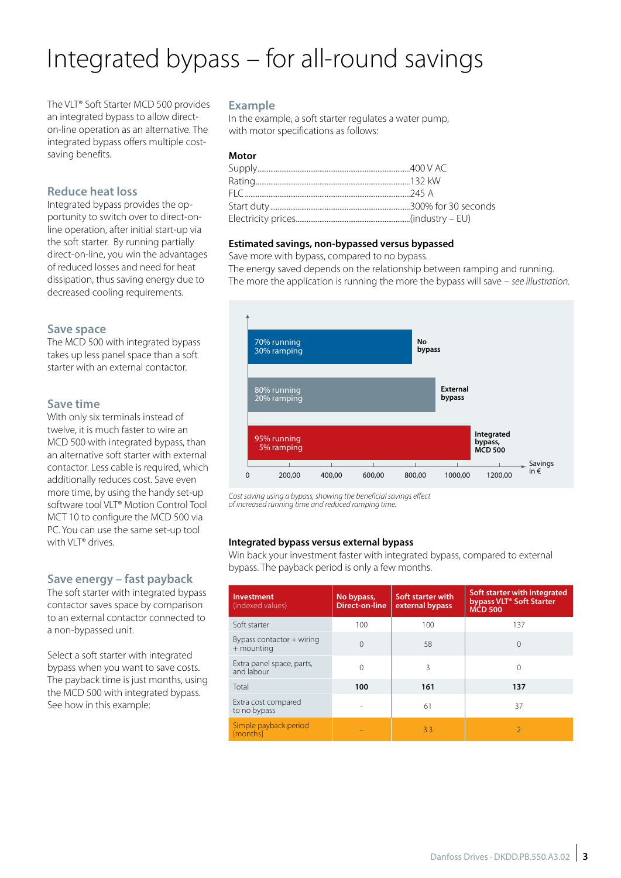# Integrated bypass – for all-round savings

The VLT® Soft Starter MCD 500 provides an integrated bypass to allow direct-on-line operation as an alternative. The integrated bypass offers multiple cost-saving benefits.

## Reduce heat loss

Integrated bypass provides the opportunity to switch over to direct-on-line operation, after initial start-up via the soft starter. By running partially direct-on-line, you win the advantages of reduced losses and need for heat dissipation, thus saving energy due to decreased cooling requirements.

## Save space

The MCD 500 with integrated bypass takes up less panel space than a soft starter with an external contactor.

## Save time

With only six terminals instead of twelve, it is much faster to wire an MCD 500 with integrated bypass, than an alternative soft starter with external contactor. Less cable is required, which additionally reduces cost. Save even more time, by using the handy set-up software tool VLT® Motion Control Tool MCT 10 to configure the MCD 500 via PC. You can use the same set-up tool with VLT® drives.

## Save energy – fast payback

The soft starter with integrated bypass contactor saves space by comparison to an external contactor connected to a non-bypassed unit.

Select a soft starter with integrated bypass when you want to save costs. The payback time is just months, using the MCD 500 with integrated bypass. See how in this example:

## Example

In the example, a soft starter regulates a water pump, with motor specifications as follows:

**Motor**

- Supply: 400 V AC
- Rating: 132 kW
- FLC: 245 A
- Start duty: 300% for 30 seconds
- Electricity prices: (industry – EU)

**Estimated savings, non-bypassed versus bypassed**

Save more with bypass, compared to no bypass.
The energy saved depends on the relationship between ramping and running.
The more the application is running the more the bypass will save – *see illustration.*

| Configuration | Operation | Savings in € (approx.) |
|---|---|---|
| No bypass | 70% running, 30% ramping | ~780 |
| External bypass | 80% running, 20% ramping | ~890 |
| Integrated bypass, MCD 500 | 95% running, 5% ramping | ~1060 |

Axis: Savings in € (0, 200,00, 400,00, 600,00, 800,00, 1000,00, 1200,00)

*Cost saving using a bypass, showing the beneficial savings effect of increased running time and reduced ramping time.*

**Integrated bypass versus external bypass**

Win back your investment faster with integrated bypass, compared to external bypass. The payback period is only a few months.

| Investment (indexed values) | No bypass, Direct-on-line | Soft starter with external bypass | Soft starter with integrated bypass VLT® Soft Starter MCD 500 |
|---|---|---|---|
| Soft starter | 100 | 100 | 137 |
| Bypass contactor + wiring + mounting | 0 | 58 | 0 |
| Extra panel space, parts, and labour | 0 | 3 | 0 |
| Total | **100** | **161** | **137** |
| Extra cost compared to no bypass | - | 61 | 37 |
| Simple payback period [months] | – | 3.3 | 2 |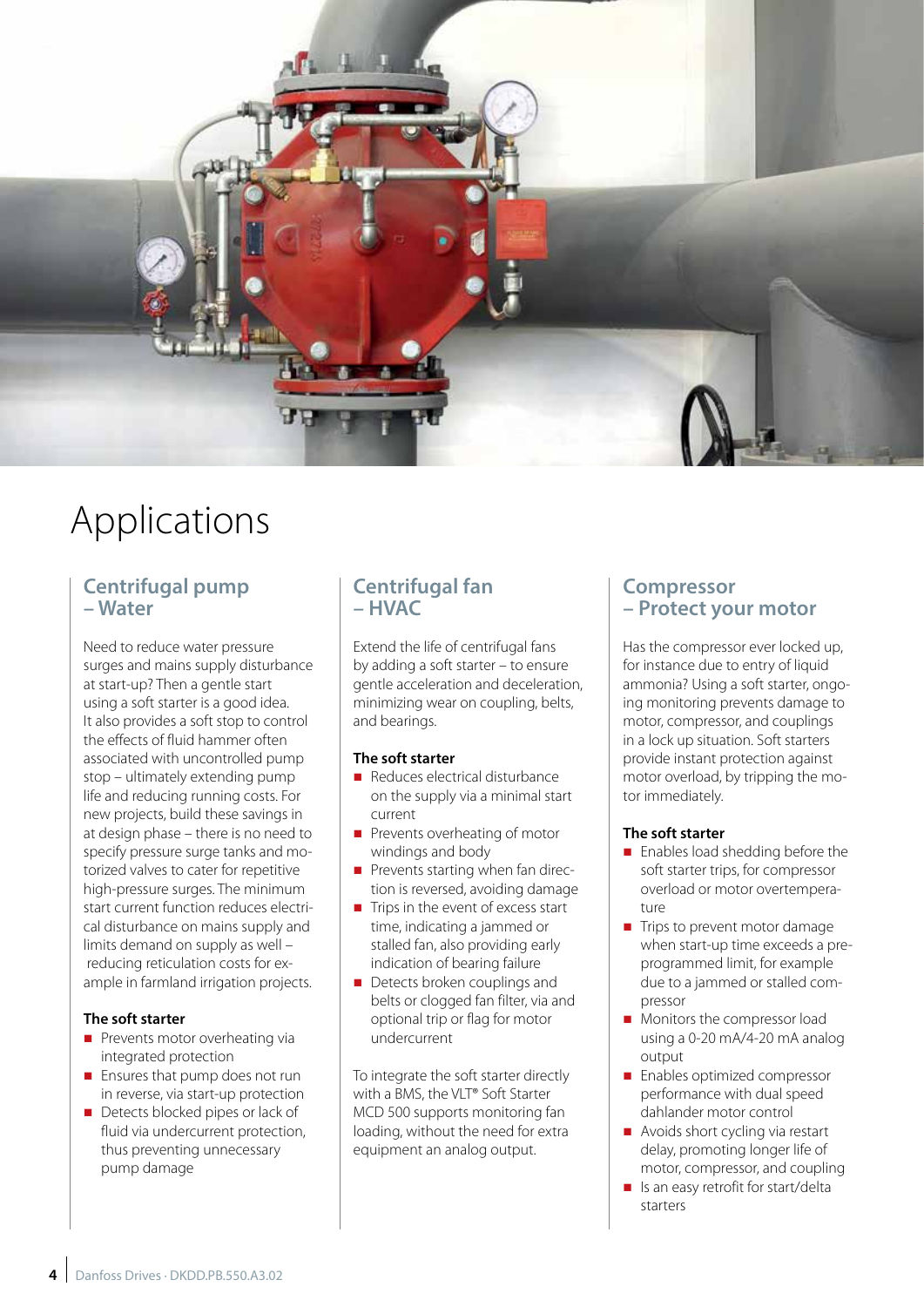# Applications

## Centrifugal pump – Water

Need to reduce water pressure surges and mains supply disturbance at start-up? Then a gentle start using a soft starter is a good idea. It also provides a soft stop to control the effects of fluid hammer often associated with uncontrolled pump stop – ultimately extending pump life and reducing running costs. For new projects, build these savings in at design phase – there is no need to specify pressure surge tanks and motorized valves to cater for repetitive high-pressure surges. The minimum start current function reduces electrical disturbance on mains supply and limits demand on supply as well – reducing reticulation costs for example in farmland irrigation projects.

**The soft starter**

- Prevents motor overheating via integrated protection
- Ensures that pump does not run in reverse, via start-up protection
- Detects blocked pipes or lack of fluid via undercurrent protection, thus preventing unnecessary pump damage

## Centrifugal fan – HVAC

Extend the life of centrifugal fans by adding a soft starter – to ensure gentle acceleration and deceleration, minimizing wear on coupling, belts, and bearings.

**The soft starter**

- Reduces electrical disturbance on the supply via a minimal start current
- Prevents overheating of motor windings and body
- Prevents starting when fan direction is reversed, avoiding damage
- Trips in the event of excess start time, indicating a jammed or stalled fan, also providing early indication of bearing failure
- Detects broken couplings and belts or clogged fan filter, via and optional trip or flag for motor undercurrent

To integrate the soft starter directly with a BMS, the VLT® Soft Starter MCD 500 supports monitoring fan loading, without the need for extra equipment an analog output.

## Compressor – Protect your motor

Has the compressor ever locked up, for instance due to entry of liquid ammonia? Using a soft starter, ongoing monitoring prevents damage to motor, compressor, and couplings in a lock up situation. Soft starters provide instant protection against motor overload, by tripping the motor immediately.

**The soft starter**

- Enables load shedding before the soft starter trips, for compressor overload or motor overtemperature
- Trips to prevent motor damage when start-up time exceeds a preprogrammed limit, for example due to a jammed or stalled compressor
- Monitors the compressor load using a 0-20 mA/4-20 mA analog output
- Enables optimized compressor performance with dual speed dahlander motor control
- Avoids short cycling via restart delay, promoting longer life of motor, compressor, and coupling
- Is an easy retrofit for start/delta starters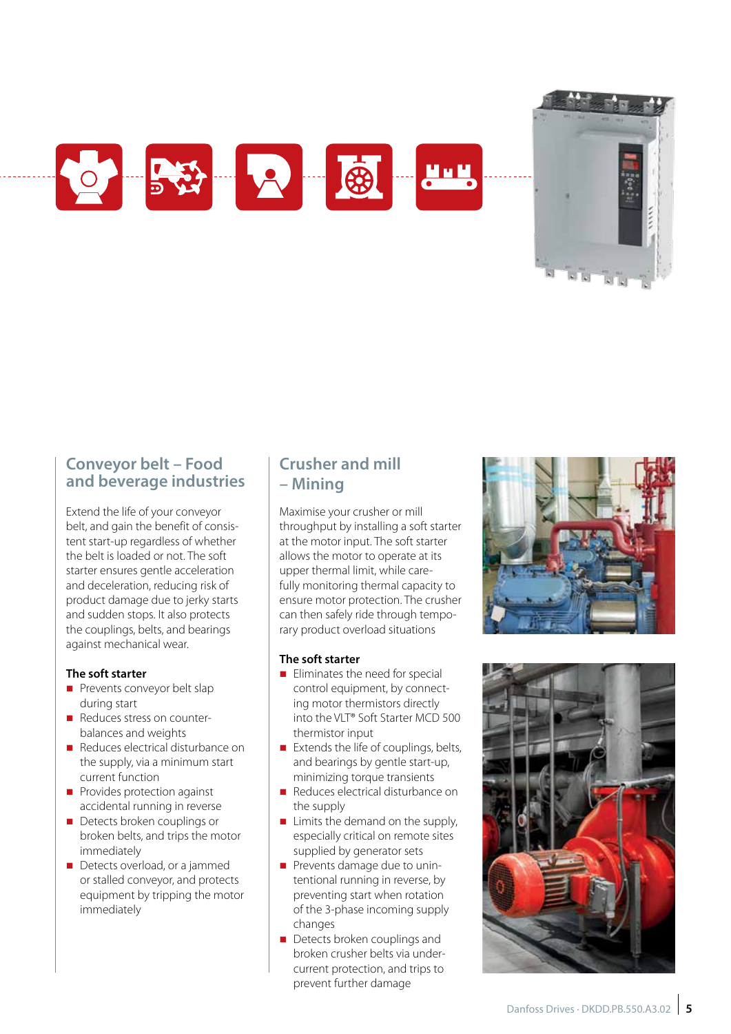## Conveyor belt – Food and beverage industries

Extend the life of your conveyor belt, and gain the benefit of consistent start-up regardless of whether the belt is loaded or not. The soft starter ensures gentle acceleration and deceleration, reducing risk of product damage due to jerky starts and sudden stops. It also protects the couplings, belts, and bearings against mechanical wear.

**The soft starter**

- Prevents conveyor belt slap during start
- Reduces stress on counter-balances and weights
- Reduces electrical disturbance on the supply, via a minimum start current function
- Provides protection against accidental running in reverse
- Detects broken couplings or broken belts, and trips the motor immediately
- Detects overload, or a jammed or stalled conveyor, and protects equipment by tripping the motor immediately

## Crusher and mill – Mining

Maximise your crusher or mill throughput by installing a soft starter at the motor input. The soft starter allows the motor to operate at its upper thermal limit, while carefully monitoring thermal capacity to ensure motor protection. The crusher can then safely ride through temporary product overload situations

**The soft starter**

- Eliminates the need for special control equipment, by connecting motor thermistors directly into the VLT® Soft Starter MCD 500 thermistor input
- Extends the life of couplings, belts, and bearings by gentle start-up, minimizing torque transients
- Reduces electrical disturbance on the supply
- Limits the demand on the supply, especially critical on remote sites supplied by generator sets
- Prevents damage due to unintentional running in reverse, by preventing start when rotation of the 3-phase incoming supply changes
- Detects broken couplings and broken crusher belts via under-current protection, and trips to prevent further damage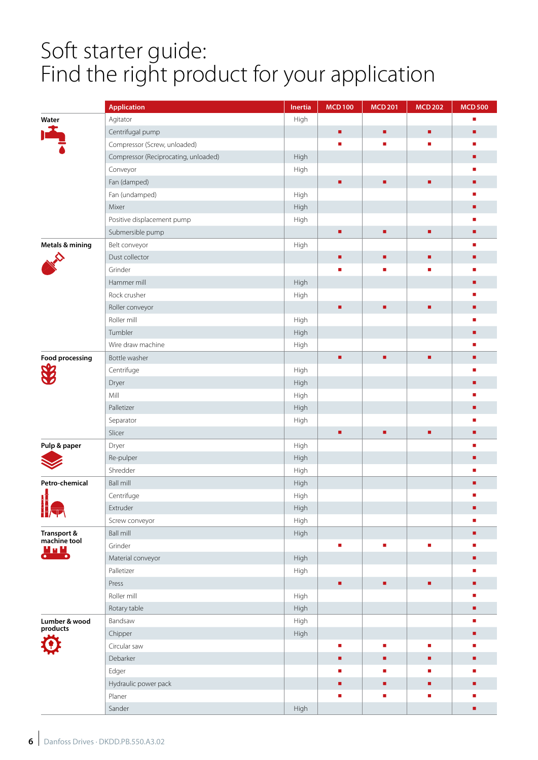# Soft starter guide: Find the right product for your application

| | Application | Inertia | MCD 100 | MCD 201 | MCD 202 | MCD 500 |
|---|---|---|---|---|---|---|
| **Water** | Agitator | High | | | | ■ |
| | Centrifugal pump | | ■ | ■ | ■ | ■ |
| | Compressor (Screw, unloaded) | | ■ | ■ | ■ | ■ |
| | Compressor (Reciprocating, unloaded) | High | | | | ■ |
| | Conveyor | High | | | | ■ |
| | Fan (damped) | | ■ | ■ | ■ | ■ |
| | Fan (undamped) | High | | | | ■ |
| | Mixer | High | | | | ■ |
| | Positive displacement pump | High | | | | ■ |
| | Submersible pump | | ■ | ■ | ■ | ■ |
| **Metals & mining** | Belt conveyor | High | | | | ■ |
| | Dust collector | | ■ | ■ | ■ | ■ |
| | Grinder | | ■ | ■ | ■ | ■ |
| | Hammer mill | High | | | | ■ |
| | Rock crusher | High | | | | ■ |
| | Roller conveyor | | ■ | ■ | ■ | ■ |
| | Roller mill | High | | | | ■ |
| | Tumbler | High | | | | ■ |
| | Wire draw machine | High | | | | ■ |
| **Food processing** | Bottle washer | | ■ | ■ | ■ | ■ |
| | Centrifuge | High | | | | ■ |
| | Dryer | High | | | | ■ |
| | Mill | High | | | | ■ |
| | Palletizer | High | | | | ■ |
| | Separator | High | | | | ■ |
| | Slicer | | ■ | ■ | ■ | ■ |
| **Pulp & paper** | Dryer | High | | | | ■ |
| | Re-pulper | High | | | | ■ |
| | Shredder | High | | | | ■ |
| **Petro-chemical** | Ball mill | High | | | | ■ |
| | Centrifuge | High | | | | ■ |
| | Extruder | High | | | | ■ |
| | Screw conveyor | High | | | | ■ |
| **Transport & machine tool** | Ball mill | High | | | | ■ |
| | Grinder | | ■ | ■ | ■ | ■ |
| | Material conveyor | High | | | | ■ |
| | Palletizer | High | | | | ■ |
| | Press | | ■ | ■ | ■ | ■ |
| | Roller mill | High | | | | ■ |
| | Rotary table | High | | | | ■ |
| **Lumber & wood products** | Bandsaw | High | | | | ■ |
| | Chipper | High | | | | ■ |
| | Circular saw | | ■ | ■ | ■ | ■ |
| | Debarker | | ■ | ■ | ■ | ■ |
| | Edger | | ■ | ■ | ■ | ■ |
| | Hydraulic power pack | | ■ | ■ | ■ | ■ |
| | Planer | | ■ | ■ | ■ | ■ |
| | Sander | High | | | | ■ |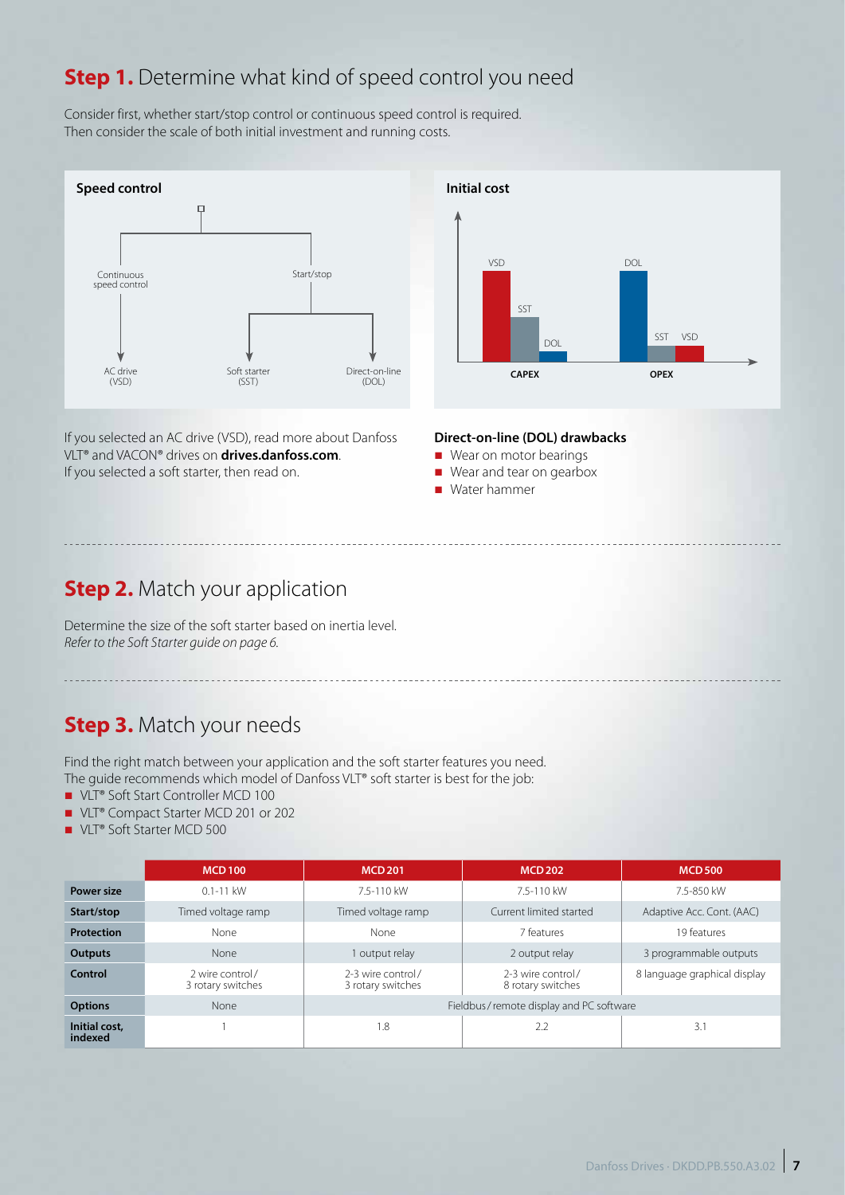## **Step 1.** Determine what kind of speed control you need

Consider first, whether start/stop control or continuous speed control is required.
Then consider the scale of both initial investment and running costs.

**Speed control**

Continuous speed control → AC drive (VSD)

Start/stop → Soft starter (SST), Direct-on-line (DOL)

**Initial cost**

CAPEX: VSD, SST, DOL

OPEX: DOL, SST, VSD

If you selected an AC drive (VSD), read more about Danfoss VLT® and VACON® drives on **drives.danfoss.com**.
If you selected a soft starter, then read on.

**Direct-on-line (DOL) drawbacks**

- Wear on motor bearings
- Wear and tear on gearbox
- Water hammer

## **Step 2.** Match your application

Determine the size of the soft starter based on inertia level.
*Refer to the Soft Starter guide on page 6.*

## **Step 3.** Match your needs

Find the right match between your application and the soft starter features you need.
The guide recommends which model of Danfoss VLT® soft starter is best for the job:

- VLT® Soft Start Controller MCD 100
- VLT® Compact Starter MCD 201 or 202
- VLT® Soft Starter MCD 500

| | MCD 100 | MCD 201 | MCD 202 | MCD 500 |
|---|---|---|---|---|
| **Power size** | 0.1-11 kW | 7.5-110 kW | 7.5-110 kW | 7.5-850 kW |
| **Start/stop** | Timed voltage ramp | Timed voltage ramp | Current limited started | Adaptive Acc. Cont. (AAC) |
| **Protection** | None | None | 7 features | 19 features |
| **Outputs** | None | 1 output relay | 2 output relay | 3 programmable outputs |
| **Control** | 2 wire control / 3 rotary switches | 2-3 wire control / 3 rotary switches | 2-3 wire control / 8 rotary switches | 8 language graphical display |
| **Options** | None | Fieldbus / remote display and PC software | | |
| **Initial cost, indexed** | 1 | 1.8 | 2.2 | 3.1 |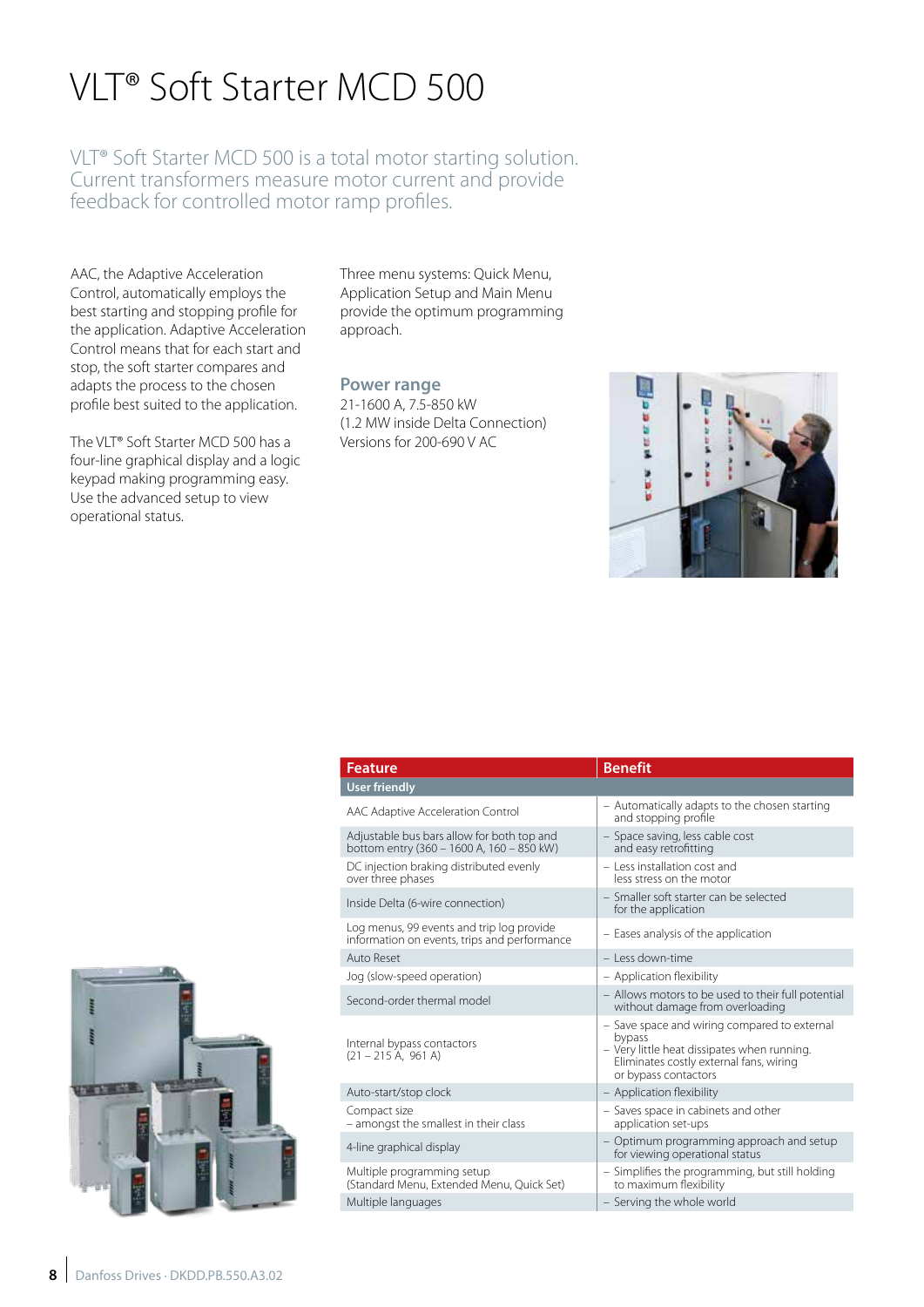# VLT® Soft Starter MCD 500

VLT® Soft Starter MCD 500 is a total motor starting solution. Current transformers measure motor current and provide feedback for controlled motor ramp profiles.

AAC, the Adaptive Acceleration Control, automatically employs the best starting and stopping profile for the application. Adaptive Acceleration Control means that for each start and stop, the soft starter compares and adapts the process to the chosen profile best suited to the application.

The VLT® Soft Starter MCD 500 has a four-line graphical display and a logic keypad making programming easy. Use the advanced setup to view operational status.

Three menu systems: Quick Menu, Application Setup and Main Menu provide the optimum programming approach.

## Power range

21-1600 A, 7.5-850 kW
(1.2 MW inside Delta Connection)
Versions for 200-690 V AC

| Feature | Benefit |
|---|---|
| **User friendly** | |
| AAC Adaptive Acceleration Control | – Automatically adapts to the chosen starting and stopping profile |
| Adjustable bus bars allow for both top and bottom entry (360 – 1600 A, 160 – 850 kW) | – Space saving, less cable cost and easy retrofitting |
| DC injection braking distributed evenly over three phases | – Less installation cost and less stress on the motor |
| Inside Delta (6-wire connection) | – Smaller soft starter can be selected for the application |
| Log menus, 99 events and trip log provide information on events, trips and performance | – Eases analysis of the application |
| Auto Reset | – Less down-time |
| Jog (slow-speed operation) | – Application flexibility |
| Second-order thermal model | – Allows motors to be used to their full potential without damage from overloading |
| Internal bypass contactors (21 – 215 A, 961 A) | – Save space and wiring compared to external bypass<br>– Very little heat dissipates when running. Eliminates costly external fans, wiring or bypass contactors |
| Auto-start/stop clock | – Application flexibility |
| Compact size – amongst the smallest in their class | – Saves space in cabinets and other application set-ups |
| 4-line graphical display | – Optimum programming approach and setup for viewing operational status |
| Multiple programming setup (Standard Menu, Extended Menu, Quick Set) | – Simplifies the programming, but still holding to maximum flexibility |
| Multiple languages | – Serving the whole world |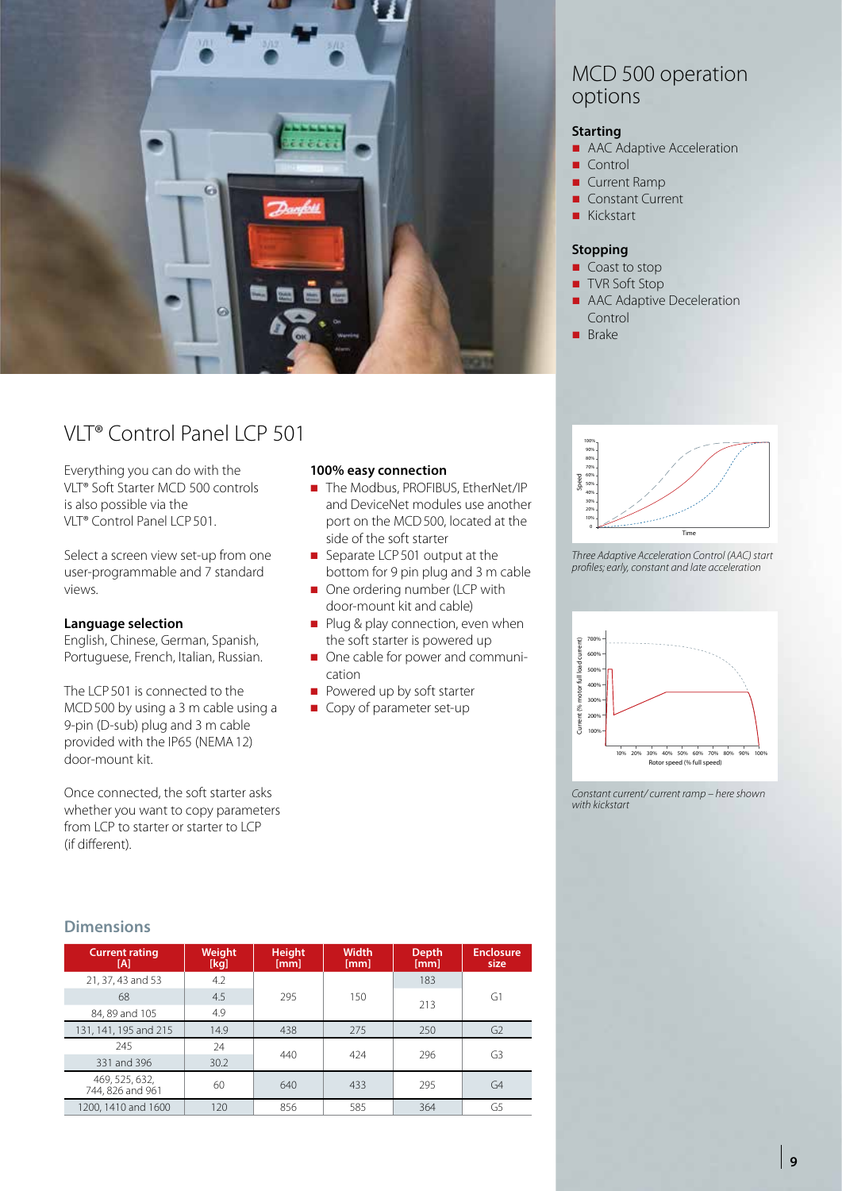## MCD 500 operation options

### Starting

- AAC Adaptive Acceleration
- Control
- Current Ramp
- Constant Current
- Kickstart

### Stopping

- Coast to stop
- TVR Soft Stop
- AAC Adaptive Deceleration Control
- Brake

*Three Adaptive Acceleration Control (AAC) start profiles; early, constant and late acceleration*

*Constant current/ current ramp – here shown with kickstart*

## VLT® Control Panel LCP 501

Everything you can do with the VLT® Soft Starter MCD 500 controls is also possible via the VLT® Control Panel LCP 501.

Select a screen view set-up from one user-programmable and 7 standard views.

**Language selection**
English, Chinese, German, Spanish, Portuguese, French, Italian, Russian.

The LCP 501 is connected to the MCD 500 by using a 3 m cable using a 9-pin (D-sub) plug and 3 m cable provided with the IP65 (NEMA 12) door-mount kit.

Once connected, the soft starter asks whether you want to copy parameters from LCP to starter or starter to LCP (if different).

**100% easy connection**

- The Modbus, PROFIBUS, EtherNet/IP and DeviceNet modules use another port on the MCD 500, located at the side of the soft starter
- Separate LCP 501 output at the bottom for 9 pin plug and 3 m cable
- One ordering number (LCP with door-mount kit and cable)
- Plug & play connection, even when the soft starter is powered up
- One cable for power and communication
- Powered up by soft starter
- Copy of parameter set-up

## Dimensions

| Current rating [A] | Weight [kg] | Height [mm] | Width [mm] | Depth [mm] | Enclosure size |
|---|---|---|---|---|---|
| 21, 37, 43 and 53 | 4.2 | 295 | 150 | 183 | G1 |
| 68 | 4.5 | | | 213 | |
| 84, 89 and 105 | 4.9 | | | | |
| 131, 141, 195 and 215 | 14.9 | 438 | 275 | 250 | G2 |
| 245 | 24 | 440 | 424 | 296 | G3 |
| 331 and 396 | 30.2 | | | | |
| 469, 525, 632, 744, 826 and 961 | 60 | 640 | 433 | 295 | G4 |
| 1200, 1410 and 1600 | 120 | 856 | 585 | 364 | G5 |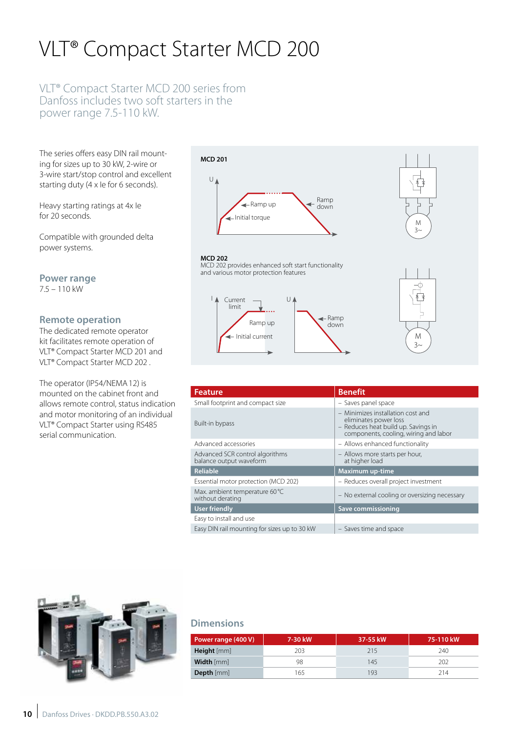# VLT® Compact Starter MCD 200

VLT® Compact Starter MCD 200 series from Danfoss includes two soft starters in the power range 7.5-110 kW.

The series offers easy DIN rail mounting for sizes up to 30 kW, 2-wire or 3-wire start/stop control and excellent starting duty (4 x Ie for 6 seconds).

Heavy starting ratings at 4x Ie for 20 seconds.

Compatible with grounded delta power systems.

### Power range

7.5 – 110 kW

### Remote operation

The dedicated remote operator kit facilitates remote operation of VLT® Compact Starter MCD 201 and VLT® Compact Starter MCD 202 .

The operator (IP54/NEMA 12) is mounted on the cabinet front and allows remote control, status indication and motor monitoring of an individual VLT® Compact Starter using RS485 serial communication.

**MCD 201**

U

Ramp up

Initial torque

Ramp down

M 3~

**MCD 202**

MCD 202 provides enhanced soft start functionality and various motor protection features

I

Current limit

Ramp up

Initial current

U

Ramp down

M 3~

| Feature | Benefit |
| --- | --- |
| Small footprint and compact size | – Saves panel space |
| Built-in bypass | – Minimizes installation cost and eliminates power loss<br>– Reduces heat build up. Savings in components, cooling, wiring and labor |
| Advanced accessories | – Allows enhanced functionality |
| Advanced SCR control algorithms balance output waveform | – Allows more starts per hour, at higher load |
| **Reliable** | **Maximum up-time** |
| Essential motor protection (MCD 202) | – Reduces overall project investment |
| Max. ambient temperature 60 °C without derating | – No external cooling or oversizing necessary |
| **User friendly** | **Save commissioning** |
| Easy to install and use | |
| Easy DIN rail mounting for sizes up to 30 kW | – Saves time and space |

### Dimensions

| Power range (400 V) | 7-30 kW | 37-55 kW | 75-110 kW |
| --- | --- | --- | --- |
| **Height** [mm] | 203 | 215 | 240 |
| **Width** [mm] | 98 | 145 | 202 |
| **Depth** [mm] | 165 | 193 | 214 |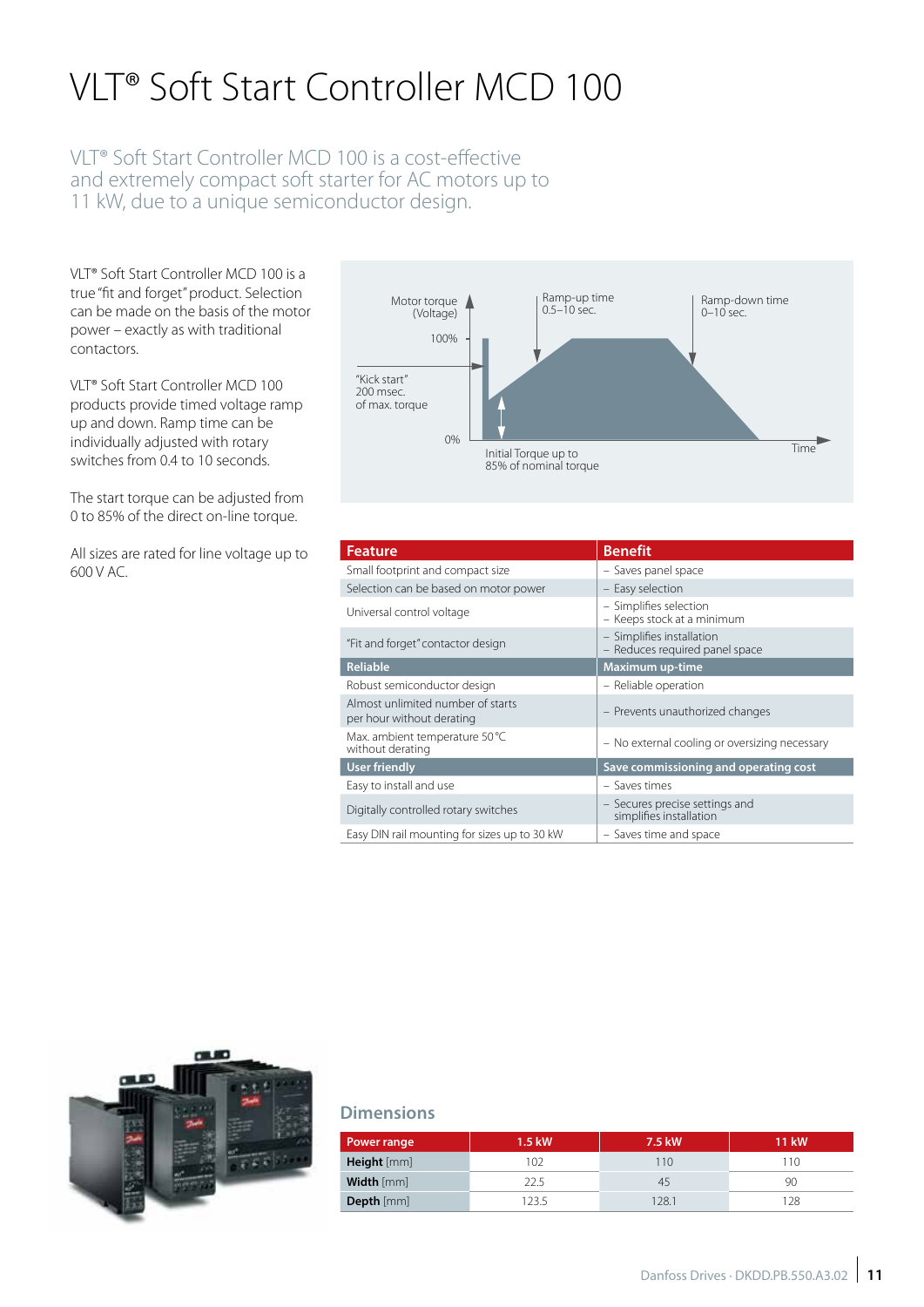# VLT® Soft Start Controller MCD 100

VLT® Soft Start Controller MCD 100 is a cost-effective and extremely compact soft starter for AC motors up to 11 kW, due to a unique semiconductor design.

VLT® Soft Start Controller MCD 100 is a true "fit and forget" product. Selection can be made on the basis of the motor power – exactly as with traditional contactors.

VLT® Soft Start Controller MCD 100 products provide timed voltage ramp up and down. Ramp time can be individually adjusted with rotary switches from 0.4 to 10 seconds.

The start torque can be adjusted from 0 to 85% of the direct on-line torque.

All sizes are rated for line voltage up to 600 V AC.

Motor torque (Voltage)

100%

0%

Ramp-up time 0.5–10 sec.

Ramp-down time 0–10 sec.

"Kick start" 200 msec. of max. torque

Initial Torque up to 85% of nominal torque

Time

| Feature | Benefit |
|---|---|
| Small footprint and compact size | – Saves panel space |
| Selection can be based on motor power | – Easy selection |
| Universal control voltage | – Simplifies selection<br>– Keeps stock at a minimum |
| "Fit and forget" contactor design | – Simplifies installation<br>– Reduces required panel space |
| **Reliable** | **Maximum up-time** |
| Robust semiconductor design | – Reliable operation |
| Almost unlimited number of starts per hour without derating | – Prevents unauthorized changes |
| Max. ambient temperature 50 °C without derating | – No external cooling or oversizing necessary |
| **User friendly** | **Save commissioning and operating cost** |
| Easy to install and use | – Saves times |
| Digitally controlled rotary switches | – Secures precise settings and simplifies installation |
| Easy DIN rail mounting for sizes up to 30 kW | – Saves time and space |

## Dimensions

| Power range | 1.5 kW | 7.5 kW | 11 kW |
|---|---|---|---|
| **Height** [mm] | 102 | 110 | 110 |
| **Width** [mm] | 22.5 | 45 | 90 |
| **Depth** [mm] | 123.5 | 128.1 | 128 |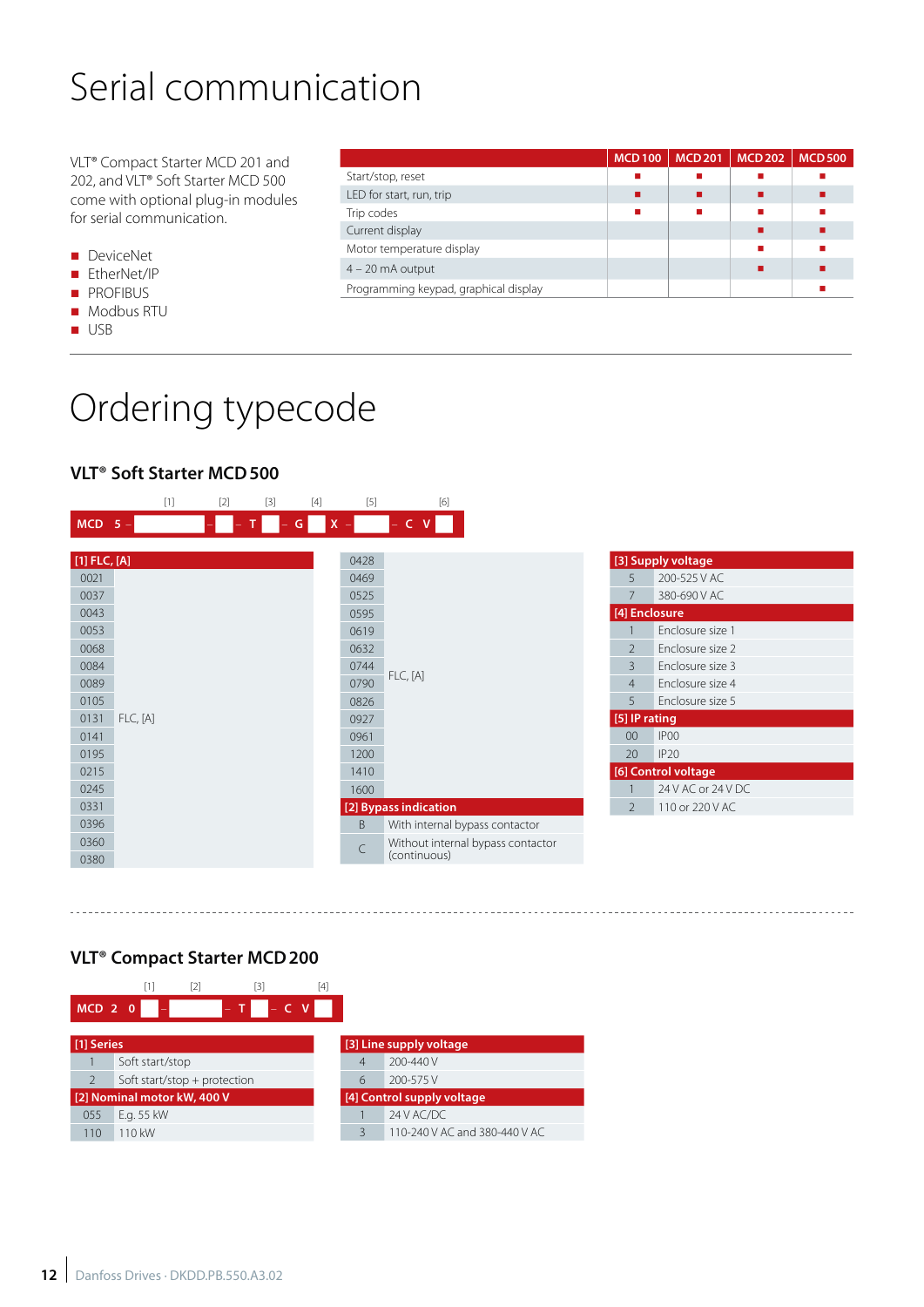# Serial communication

VLT® Compact Starter MCD 201 and 202, and VLT® Soft Starter MCD 500 come with optional plug-in modules for serial communication.

- DeviceNet
- EtherNet/IP
- PROFIBUS
- Modbus RTU
- USB

| | MCD 100 | MCD 201 | MCD 202 | MCD 500 |
|---|---|---|---|---|
| Start/stop, reset | ■ | ■ | ■ | ■ |
| LED for start, run, trip | ■ | ■ | ■ | ■ |
| Trip codes | ■ | ■ | ■ | ■ |
| Current display | | | ■ | ■ |
| Motor temperature display | | | ■ | ■ |
| 4 – 20 mA output | | | ■ | ■ |
| Programming keypad, graphical display | | | | ■ |

# Ordering typecode

## VLT® Soft Starter MCD 500

```
         [1]        [2]   [3]   [4]   [5]        [6]
MCD 5 – ________ – _ – T _ – G _ X – __ – C V _
```

| [1] FLC, [A] | |
|---|---|
| 0021 | FLC, [A] |
| 0037 | |
| 0043 | |
| 0053 | |
| 0068 | |
| 0084 | |
| 0089 | |
| 0105 | |
| 0131 | |
| 0141 | |
| 0195 | |
| 0215 | |
| 0245 | |
| 0331 | |
| 0396 | |
| 0360 | |
| 0380 | |
| 0428 | |
| 0469 | |
| 0525 | |
| 0595 | |
| 0619 | |
| 0632 | |
| 0744 | |
| 0790 | |
| 0826 | |
| 0927 | |
| 0961 | |
| 1200 | |
| 1410 | |
| 1600 | |

| [2] Bypass indication | |
|---|---|
| B | With internal bypass contactor |
| C | Without internal bypass contactor (continuous) |

| [3] Supply voltage | |
|---|---|
| 5 | 200-525 V AC |
| 7 | 380-690 V AC |

| [4] Enclosure | |
|---|---|
| 1 | Enclosure size 1 |
| 2 | Enclosure size 2 |
| 3 | Enclosure size 3 |
| 4 | Enclosure size 4 |
| 5 | Enclosure size 5 |

| [5] IP rating | |
|---|---|
| 00 | IP00 |
| 20 | IP20 |

| [6] Control voltage | |
|---|---|
| 1 | 24 V AC or 24 V DC |
| 2 | 110 or 220 V AC |

## VLT® Compact Starter MCD 200

```
        [1]     [2]        [3]     [4]
MCD 2 0 _ – ________ – T _ – C V _
```

| [1] Series | |
|---|---|
| 1 | Soft start/stop |
| 2 | Soft start/stop + protection |

| [2] Nominal motor kW, 400 V | |
|---|---|
| 055 | E.g. 55 kW |
| 110 | 110 kW |

| [3] Line supply voltage | |
|---|---|
| 4 | 200-440 V |
| 6 | 200-575 V |

| [4] Control supply voltage | |
|---|---|
| 1 | 24 V AC/DC |
| 3 | 110-240 V AC and 380-440 V AC |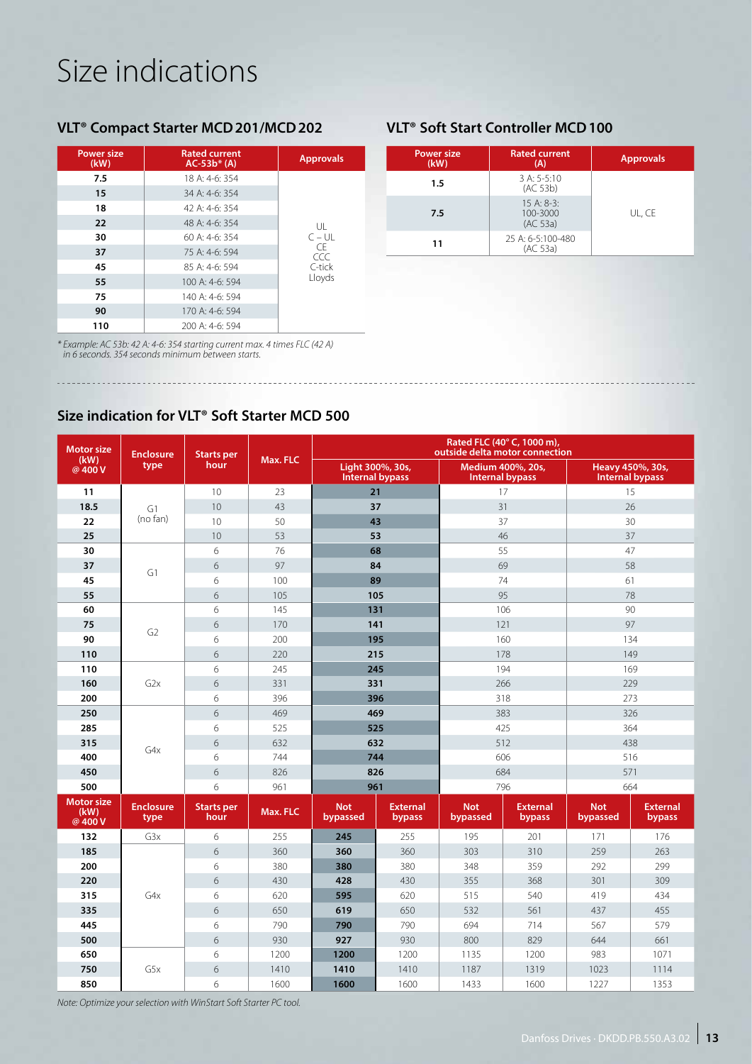# Size indications

## VLT® Compact Starter MCD 201/MCD 202

| Power size (kW) | Rated current AC-53b* (A) | Approvals |
|---|---|---|
| 7.5 | 18 A: 4-6: 354 | UL<br>C – UL<br>CE<br>CCC<br>C-tick<br>Lloyds |
| 15 | 34 A: 4-6: 354 | |
| 18 | 42 A: 4-6: 354 | |
| 22 | 48 A: 4-6: 354 | |
| 30 | 60 A: 4-6: 354 | |
| 37 | 75 A: 4-6: 594 | |
| 45 | 85 A: 4-6: 594 | |
| 55 | 100 A: 4-6: 594 | |
| 75 | 140 A: 4-6: 594 | |
| 90 | 170 A: 4-6: 594 | |
| 110 | 200 A: 4-6: 594 | |

*\* Example: AC 53b: 42 A: 4-6: 354 starting current max. 4 times FLC (42 A) in 6 seconds. 354 seconds minimum between starts.*

## VLT® Soft Start Controller MCD 100

| Power size (kW) | Rated current (A) | Approvals |
|---|---|---|
| 1.5 | 3 A: 5-5:10 (AC 53b) | UL, CE |
| 7.5 | 15 A: 8-3: 100-3000 (AC 53a) | |
| 11 | 25 A: 6-5:100-480 (AC 53a) | |

## Size indication for VLT® Soft Starter MCD 500

| Motor size (kW) @ 400 V | Enclosure type | Starts per hour | Max. FLC | Rated FLC (40° C, 1000 m), outside delta motor connection | | |
|---|---|---|---|---|---|---|
| | | | | Light 300%, 30s, Internal bypass | Medium 400%, 20s, Internal bypass | Heavy 450%, 30s, Internal bypass |
| 11 | G1 (no fan) | 10 | 23 | **21** | 17 | 15 |
| 18.5 | G1 (no fan) | 10 | 43 | **37** | 31 | 26 |
| 22 | G1 (no fan) | 10 | 50 | **43** | 37 | 30 |
| 25 | G1 (no fan) | 10 | 53 | **53** | 46 | 37 |
| 30 | G1 | 6 | 76 | **68** | 55 | 47 |
| 37 | G1 | 6 | 97 | **84** | 69 | 58 |
| 45 | G1 | 6 | 100 | **89** | 74 | 61 |
| 55 | G1 | 6 | 105 | **105** | 95 | 78 |
| 60 | G2 | 6 | 145 | **131** | 106 | 90 |
| 75 | G2 | 6 | 170 | **141** | 121 | 97 |
| 90 | G2 | 6 | 200 | **195** | 160 | 134 |
| 110 | G2 | 6 | 220 | **215** | 178 | 149 |
| 110 | G2x | 6 | 245 | **245** | 194 | 169 |
| 160 | G2x | 6 | 331 | **331** | 266 | 229 |
| 200 | G2x | 6 | 396 | **396** | 318 | 273 |
| 250 | G4x | 6 | 469 | **469** | 383 | 326 |
| 285 | G4x | 6 | 525 | **525** | 425 | 364 |
| 315 | G4x | 6 | 632 | **632** | 512 | 438 |
| 400 | G4x | 6 | 744 | **744** | 606 | 516 |
| 450 | G4x | 6 | 826 | **826** | 684 | 571 |
| 500 | G4x | 6 | 961 | **961** | 796 | 664 |

| Motor size (kW) @ 400 V | Enclosure type | Starts per hour | Max. FLC | Light: Not bypassed | Light: External bypass | Medium: Not bypassed | Medium: External bypass | Heavy: Not bypassed | Heavy: External bypass |
|---|---|---|---|---|---|---|---|---|---|
| 132 | G3x | 6 | 255 | **245** | 255 | 195 | 201 | 171 | 176 |
| 185 | G4x | 6 | 360 | **360** | 360 | 303 | 310 | 259 | 263 |
| 200 | G4x | 6 | 380 | **380** | 380 | 348 | 359 | 292 | 299 |
| 220 | G4x | 6 | 430 | **428** | 430 | 355 | 368 | 301 | 309 |
| 315 | G4x | 6 | 620 | **595** | 620 | 515 | 540 | 419 | 434 |
| 335 | G4x | 6 | 650 | **619** | 650 | 532 | 561 | 437 | 455 |
| 445 | G4x | 6 | 790 | **790** | 790 | 694 | 714 | 567 | 579 |
| 500 | G4x | 6 | 930 | **927** | 930 | 800 | 829 | 644 | 661 |
| 650 | G5x | 6 | 1200 | **1200** | 1200 | 1135 | 1200 | 983 | 1071 |
| 750 | G5x | 6 | 1410 | **1410** | 1410 | 1187 | 1319 | 1023 | 1114 |
| 850 | G5x | 6 | 1600 | **1600** | 1600 | 1433 | 1600 | 1227 | 1353 |

*Note: Optimize your selection with WinStart Soft Starter PC tool.*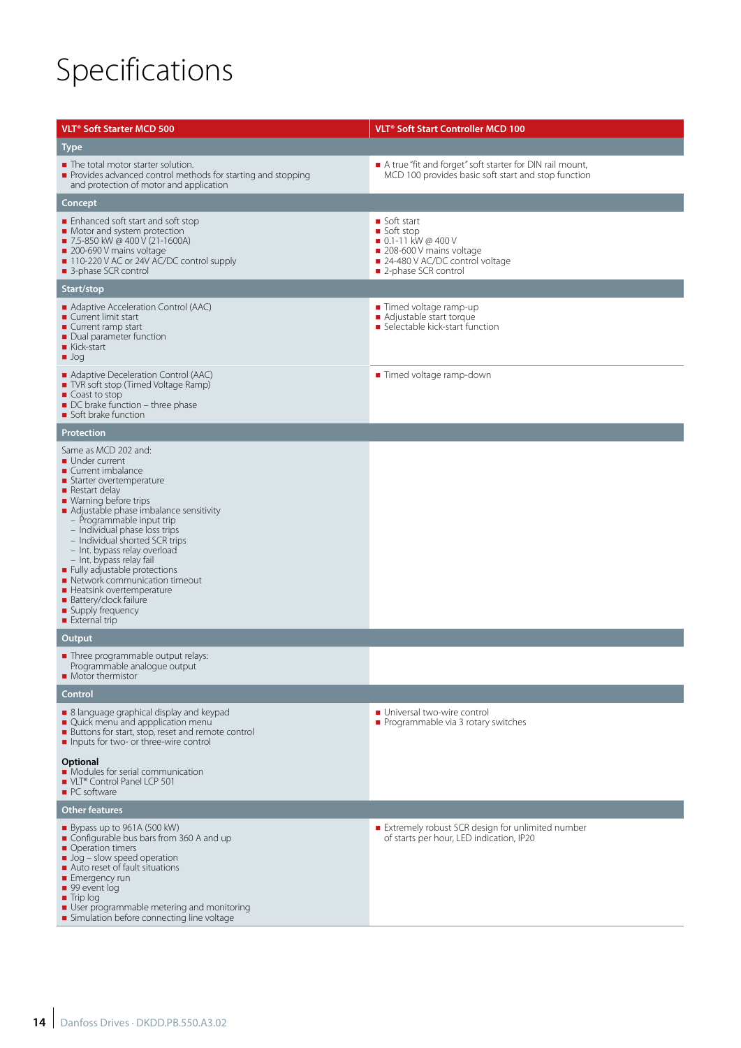# Specifications

| VLT® Soft Starter MCD 500 | VLT® Soft Start Controller MCD 100 |
|---|---|
| **Type** | |
| ■ The total motor starter solution.<br>■ Provides advanced control methods for starting and stopping and protection of motor and application | ■ A true "fit and forget" soft starter for DIN rail mount, MCD 100 provides basic soft start and stop function |
| **Concept** | |
| ■ Enhanced soft start and soft stop<br>■ Motor and system protection<br>■ 7.5-850 kW @ 400 V (21-1600A)<br>■ 200-690 V mains voltage<br>■ 110-220 V AC or 24V AC/DC control supply<br>■ 3-phase SCR control | ■ Soft start<br>■ Soft stop<br>■ 0.1-11 kW @ 400 V<br>■ 208-600 V mains voltage<br>■ 24-480 V AC/DC control voltage<br>■ 2-phase SCR control |
| **Start/stop** | |
| ■ Adaptive Acceleration Control (AAC)<br>■ Current limit start<br>■ Current ramp start<br>■ Dual parameter function<br>■ Kick-start<br>■ Jog | ■ Timed voltage ramp-up<br>■ Adjustable start torque<br>■ Selectable kick-start function |
| ■ Adaptive Deceleration Control (AAC)<br>■ TVR soft stop (Timed Voltage Ramp)<br>■ Coast to stop<br>■ DC brake function – three phase<br>■ Soft brake function | ■ Timed voltage ramp-down |
| **Protection** | |
| Same as MCD 202 and:<br>■ Under current<br>■ Current imbalance<br>■ Starter overtemperature<br>■ Restart delay<br>■ Warning before trips<br>■ Adjustable phase imbalance sensitivity<br>– Programmable input trip<br>– Individual phase loss trips<br>– Individual shorted SCR trips<br>– Int. bypass relay overload<br>– Int. bypass relay fail<br>■ Fully adjustable protections<br>■ Network communication timeout<br>■ Heatsink overtemperature<br>■ Battery/clock failure<br>■ Supply frequency<br>■ External trip | |
| **Output** | |
| ■ Three programmable output relays:<br>Programmable analogue output<br>■ Motor thermistor | |
| **Control** | |
| ■ 8 language graphical display and keypad<br>■ Quick menu and appplication menu<br>■ Buttons for start, stop, reset and remote control<br>■ Inputs for two- or three-wire control<br><br>**Optional**<br>■ Modules for serial communication<br>■ VLT® Control Panel LCP 501<br>■ PC software | ■ Universal two-wire control<br>■ Programmable via 3 rotary switches |
| **Other features** | |
| ■ Bypass up to 961A (500 kW)<br>■ Configurable bus bars from 360 A and up<br>■ Operation timers<br>■ Jog – slow speed operation<br>■ Auto reset of fault situations<br>■ Emergency run<br>■ 99 event log<br>■ Trip log<br>■ User programmable metering and monitoring<br>■ Simulation before connecting line voltage | ■ Extremely robust SCR design for unlimited number of starts per hour, LED indication, IP20 |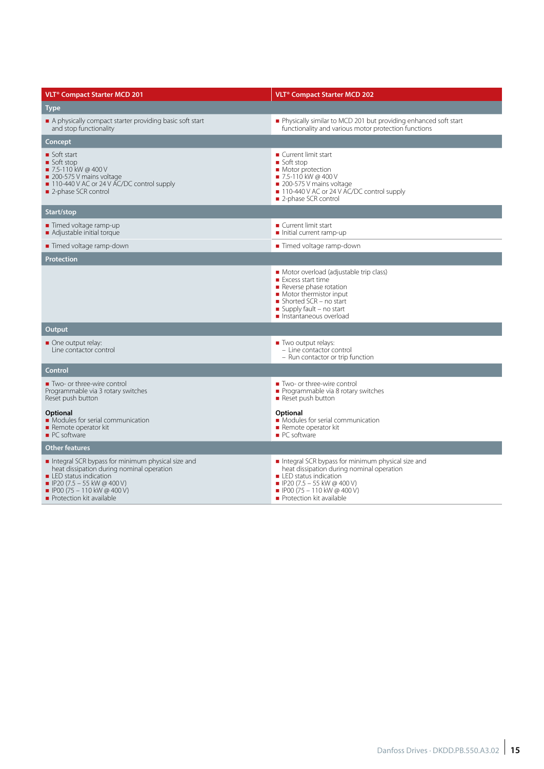| VLT® Compact Starter MCD 201 | VLT® Compact Starter MCD 202 |
|---|---|
| **Type** | |
| ■ A physically compact starter providing basic soft start and stop functionality | ■ Physically similar to MCD 201 but providing enhanced soft start functionality and various motor protection functions |
| **Concept** | |
| ■ Soft start<br>■ Soft stop<br>■ 7.5-110 kW @ 400 V<br>■ 200-575 V mains voltage<br>■ 110-440 V AC or 24 V AC/DC control supply<br>■ 2-phase SCR control | ■ Current limit start<br>■ Soft stop<br>■ Motor protection<br>■ 7.5-110 kW @ 400 V<br>■ 200-575 V mains voltage<br>■ 110-440 V AC or 24 V AC/DC control supply<br>■ 2-phase SCR control |
| **Start/stop** | |
| ■ Timed voltage ramp-up<br>■ Adjustable initial torque | ■ Current limit start<br>■ Initial current ramp-up |
| ■ Timed voltage ramp-down | ■ Timed voltage ramp-down |
| **Protection** | |
| | ■ Motor overload (adjustable trip class)<br>■ Excess start time<br>■ Reverse phase rotation<br>■ Motor thermistor input<br>■ Shorted SCR – no start<br>■ Supply fault – no start<br>■ Instantaneous overload |
| **Output** | |
| ■ One output relay:<br>Line contactor control | ■ Two output relays:<br>– Line contactor control<br>– Run contactor or trip function |
| **Control** | |
| ■ Two- or three-wire control<br>Programmable via 3 rotary switches<br>Reset push button<br><br>**Optional**<br>■ Modules for serial communication<br>■ Remote operator kit<br>■ PC software | ■ Two- or three-wire control<br>■ Programmable via 8 rotary switches<br>■ Reset push button<br><br>**Optional**<br>■ Modules for serial communication<br>■ Remote operator kit<br>■ PC software |
| **Other features** | |
| ■ Integral SCR bypass for minimum physical size and heat dissipation during nominal operation<br>■ LED status indication<br>■ IP20 (7.5 – 55 kW @ 400 V)<br>■ IP00 (75 – 110 kW @ 400 V)<br>■ Protection kit available | ■ Integral SCR bypass for minimum physical size and heat dissipation during nominal operation<br>■ LED status indication<br>■ IP20 (7.5 – 55 kW @ 400 V)<br>■ IP00 (75 – 110 kW @ 400 V)<br>■ Protection kit available |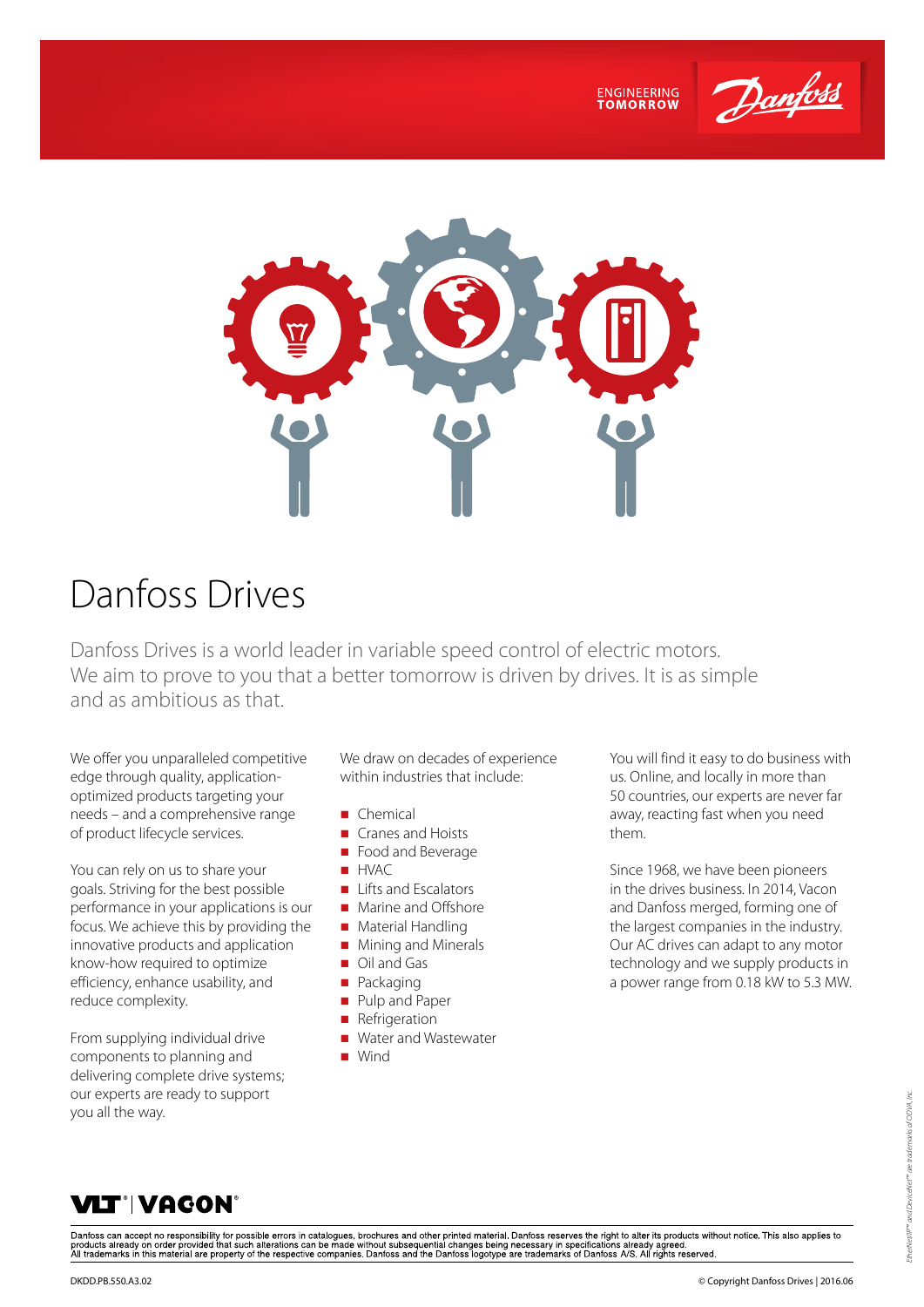ENGINEERING TOMORROW

# Danfoss Drives

Danfoss Drives is a world leader in variable speed control of electric motors. We aim to prove to you that a better tomorrow is driven by drives. It is as simple and as ambitious as that.

We offer you unparalleled competitive edge through quality, application-optimized products targeting your needs – and a comprehensive range of product lifecycle services.

You can rely on us to share your goals. Striving for the best possible performance in your applications is our focus. We achieve this by providing the innovative products and application know-how required to optimize efficiency, enhance usability, and reduce complexity.

From supplying individual drive components to planning and delivering complete drive systems; our experts are ready to support you all the way.

We draw on decades of experience within industries that include:

- Chemical
- Cranes and Hoists
- Food and Beverage
- HVAC
- Lifts and Escalators
- Marine and Offshore
- Material Handling
- Mining and Minerals
- Oil and Gas
- Packaging
- Pulp and Paper
- Refrigeration
- Water and Wastewater
- Wind

You will find it easy to do business with us. Online, and locally in more than 50 countries, our experts are never far away, reacting fast when you need them.

Since 1968, we have been pioneers in the drives business. In 2014, Vacon and Danfoss merged, forming one of the largest companies in the industry. Our AC drives can adapt to any motor technology and we supply products in a power range from 0.18 kW to 5.3 MW.

VLT® | VACON®

Danfoss can accept no responsibility for possible errors in catalogues, brochures and other printed material. Danfoss reserves the right to alter its products without notice. This also applies to products already on order provided that such alterations can be made without subsequential changes being necessary in specifications already agreed.
All trademarks in this material are property of the respective companies. Danfoss and the Danfoss logotype are trademarks of Danfoss A/S. All rights reserved.

EtherNet/IP™ and DeviceNet™ are trademarks of ODVA, Inc.

DKDD.PB.550.A3.02

© Copyright Danfoss Drives | 2016.06